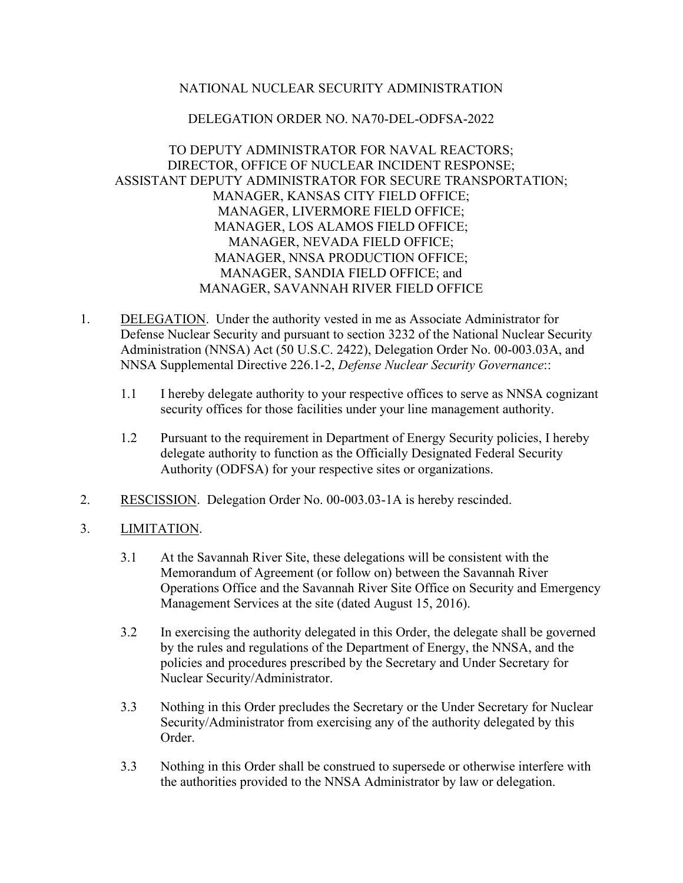NATIONAL NUCLEAR SECURITY ADMINISTRATION

DELEGATION ORDER NO. NA70-DEL-ODFSA-2022

TO DEPUTY ADMINISTRATOR FOR NAVAL REACTORS;
DIRECTOR, OFFICE OF NUCLEAR INCIDENT RESPONSE;
ASSISTANT DEPUTY ADMINISTRATOR FOR SECURE TRANSPORTATION;
MANAGER, KANSAS CITY FIELD OFFICE;
MANAGER, LIVERMORE FIELD OFFICE;
MANAGER, LOS ALAMOS FIELD OFFICE;
MANAGER, NEVADA FIELD OFFICE;
MANAGER, NNSA PRODUCTION OFFICE;
MANAGER, SANDIA FIELD OFFICE; and
MANAGER, SAVANNAH RIVER FIELD OFFICE

1. DELEGATION. Under the authority vested in me as Associate Administrator for Defense Nuclear Security and pursuant to section 3232 of the National Nuclear Security Administration (NNSA) Act (50 U.S.C. 2422), Delegation Order No. 00-003.03A, and NNSA Supplemental Directive 226.1-2, *Defense Nuclear Security Governance*::

   1.1 I hereby delegate authority to your respective offices to serve as NNSA cognizant security offices for those facilities under your line management authority.

   1.2 Pursuant to the requirement in Department of Energy Security policies, I hereby delegate authority to function as the Officially Designated Federal Security Authority (ODFSA) for your respective sites or organizations.

2. RESCISSION. Delegation Order No. 00-003.03-1A is hereby rescinded.

3. LIMITATION.

   3.1 At the Savannah River Site, these delegations will be consistent with the Memorandum of Agreement (or follow on) between the Savannah River Operations Office and the Savannah River Site Office on Security and Emergency Management Services at the site (dated August 15, 2016).

   3.2 In exercising the authority delegated in this Order, the delegate shall be governed by the rules and regulations of the Department of Energy, the NNSA, and the policies and procedures prescribed by the Secretary and Under Secretary for Nuclear Security/Administrator.

   3.3 Nothing in this Order precludes the Secretary or the Under Secretary for Nuclear Security/Administrator from exercising any of the authority delegated by this Order.

   3.3 Nothing in this Order shall be construed to supersede or otherwise interfere with the authorities provided to the NNSA Administrator by law or delegation.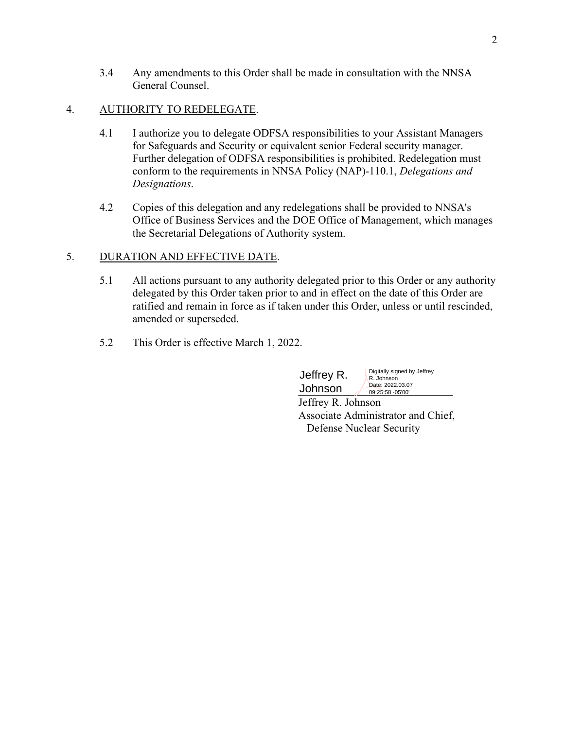3.4 Any amendments to this Order shall be made in consultation with the NNSA General Counsel.

4. <u>AUTHORITY TO REDELEGATE</u>.

4.1 I authorize you to delegate ODFSA responsibilities to your Assistant Managers for Safeguards and Security or equivalent senior Federal security manager. Further delegation of ODFSA responsibilities is prohibited. Redelegation must conform to the requirements in NNSA Policy (NAP)-110.1, *Delegations and Designations*.

4.2 Copies of this delegation and any redelegations shall be provided to NNSA's Office of Business Services and the DOE Office of Management, which manages the Secretarial Delegations of Authority system.

5. <u>DURATION AND EFFECTIVE DATE</u>.

5.1 All actions pursuant to any authority delegated prior to this Order or any authority delegated by this Order taken prior to and in effect on the date of this Order are ratified and remain in force as if taken under this Order, unless or until rescinded, amended or superseded.

5.2 This Order is effective March 1, 2022.

Jeffrey R. Johnson
Digitally signed by Jeffrey R. Johnson
Date: 2022.03.07 09:25:58 -05'00'

Jeffrey R. Johnson
Associate Administrator and Chief,
Defense Nuclear Security